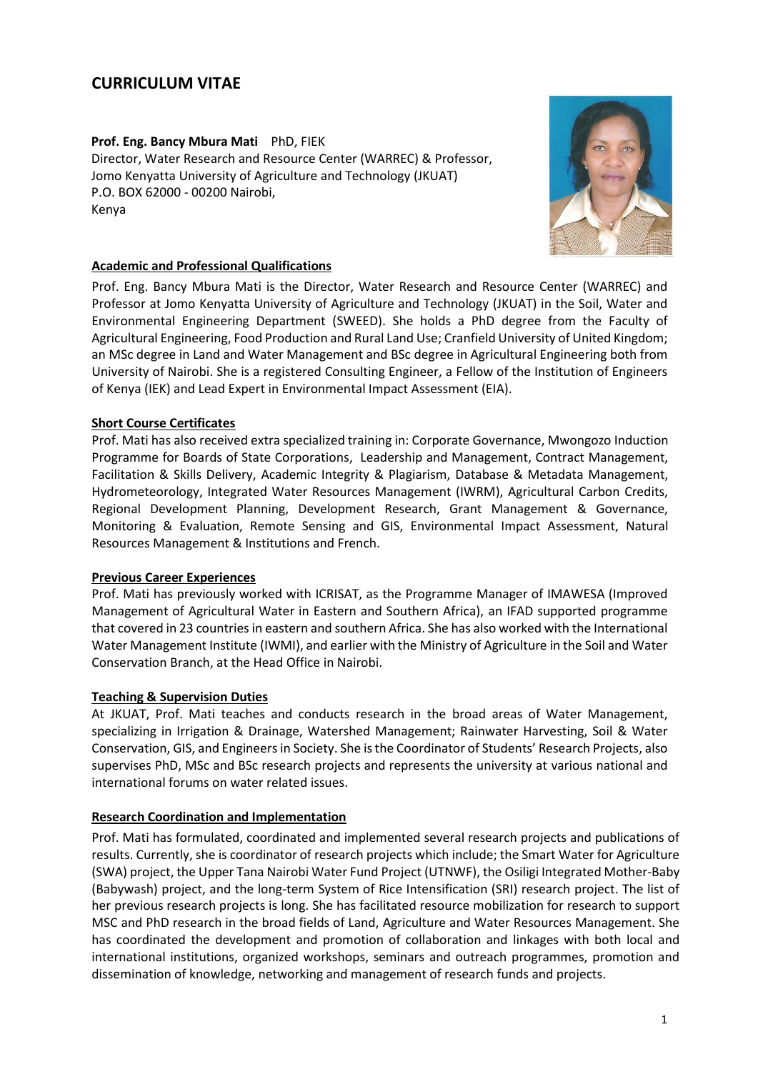# CURRICULUM VITAE

**Prof. Eng. Bancy Mbura Mati** PhD, FIEK
Director, Water Research and Resource Center (WARREC) & Professor,
Jomo Kenyatta University of Agriculture and Technology (JKUAT)
P.O. BOX 62000 - 00200 Nairobi,
Kenya

## Academic and Professional Qualifications

Prof. Eng. Bancy Mbura Mati is the Director, Water Research and Resource Center (WARREC) and Professor at Jomo Kenyatta University of Agriculture and Technology (JKUAT) in the Soil, Water and Environmental Engineering Department (SWEED). She holds a PhD degree from the Faculty of Agricultural Engineering, Food Production and Rural Land Use; Cranfield University of United Kingdom; an MSc degree in Land and Water Management and BSc degree in Agricultural Engineering both from University of Nairobi. She is a registered Consulting Engineer, a Fellow of the Institution of Engineers of Kenya (IEK) and Lead Expert in Environmental Impact Assessment (EIA).

## Short Course Certificates

Prof. Mati has also received extra specialized training in: Corporate Governance, Mwongozo Induction Programme for Boards of State Corporations, Leadership and Management, Contract Management, Facilitation & Skills Delivery, Academic Integrity & Plagiarism, Database & Metadata Management, Hydrometeorology, Integrated Water Resources Management (IWRM), Agricultural Carbon Credits, Regional Development Planning, Development Research, Grant Management & Governance, Monitoring & Evaluation, Remote Sensing and GIS, Environmental Impact Assessment, Natural Resources Management & Institutions and French.

## Previous Career Experiences

Prof. Mati has previously worked with ICRISAT, as the Programme Manager of IMAWESA (Improved Management of Agricultural Water in Eastern and Southern Africa), an IFAD supported programme that covered in 23 countries in eastern and southern Africa. She has also worked with the International Water Management Institute (IWMI), and earlier with the Ministry of Agriculture in the Soil and Water Conservation Branch, at the Head Office in Nairobi.

## Teaching & Supervision Duties

At JKUAT, Prof. Mati teaches and conducts research in the broad areas of Water Management, specializing in Irrigation & Drainage, Watershed Management; Rainwater Harvesting, Soil & Water Conservation, GIS, and Engineers in Society. She is the Coordinator of Students' Research Projects, also supervises PhD, MSc and BSc research projects and represents the university at various national and international forums on water related issues.

## Research Coordination and Implementation

Prof. Mati has formulated, coordinated and implemented several research projects and publications of results. Currently, she is coordinator of research projects which include; the Smart Water for Agriculture (SWA) project, the Upper Tana Nairobi Water Fund Project (UTNWF), the Osiligi Integrated Mother-Baby (Babywash) project, and the long-term System of Rice Intensification (SRI) research project. The list of her previous research projects is long. She has facilitated resource mobilization for research to support MSC and PhD research in the broad fields of Land, Agriculture and Water Resources Management. She has coordinated the development and promotion of collaboration and linkages with both local and international institutions, organized workshops, seminars and outreach programmes, promotion and dissemination of knowledge, networking and management of research funds and projects.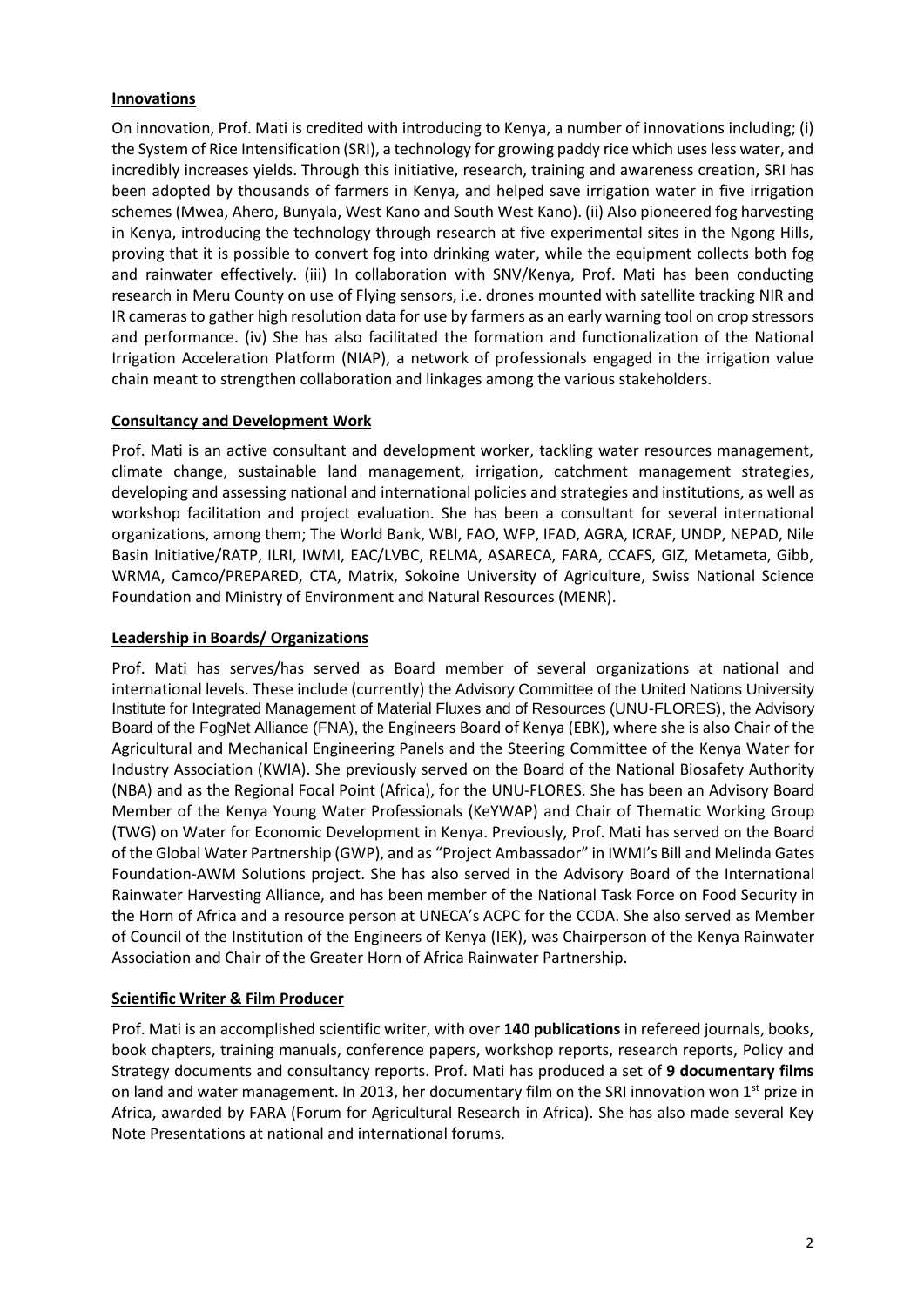**Innovations**

On innovation, Prof. Mati is credited with introducing to Kenya, a number of innovations including; (i) the System of Rice Intensification (SRI), a technology for growing paddy rice which uses less water, and incredibly increases yields. Through this initiative, research, training and awareness creation, SRI has been adopted by thousands of farmers in Kenya, and helped save irrigation water in five irrigation schemes (Mwea, Ahero, Bunyala, West Kano and South West Kano). (ii) Also pioneered fog harvesting in Kenya, introducing the technology through research at five experimental sites in the Ngong Hills, proving that it is possible to convert fog into drinking water, while the equipment collects both fog and rainwater effectively. (iii) In collaboration with SNV/Kenya, Prof. Mati has been conducting research in Meru County on use of Flying sensors, i.e. drones mounted with satellite tracking NIR and IR cameras to gather high resolution data for use by farmers as an early warning tool on crop stressors and performance. (iv) She has also facilitated the formation and functionalization of the National Irrigation Acceleration Platform (NIAP), a network of professionals engaged in the irrigation value chain meant to strengthen collaboration and linkages among the various stakeholders.

**Consultancy and Development Work**

Prof. Mati is an active consultant and development worker, tackling water resources management, climate change, sustainable land management, irrigation, catchment management strategies, developing and assessing national and international policies and strategies and institutions, as well as workshop facilitation and project evaluation. She has been a consultant for several international organizations, among them; The World Bank, WBI, FAO, WFP, IFAD, AGRA, ICRAF, UNDP, NEPAD, Nile Basin Initiative/RATP, ILRI, IWMI, EAC/LVBC, RELMA, ASARECA, FARA, CCAFS, GIZ, Metameta, Gibb, WRMA, Camco/PREPARED, CTA, Matrix, Sokoine University of Agriculture, Swiss National Science Foundation and Ministry of Environment and Natural Resources (MENR).

**Leadership in Boards/ Organizations**

Prof. Mati has serves/has served as Board member of several organizations at national and international levels. These include (currently) the Advisory Committee of the United Nations University Institute for Integrated Management of Material Fluxes and of Resources (UNU-FLORES), the Advisory Board of the FogNet Alliance (FNA), the Engineers Board of Kenya (EBK), where she is also Chair of the Agricultural and Mechanical Engineering Panels and the Steering Committee of the Kenya Water for Industry Association (KWIA). She previously served on the Board of the National Biosafety Authority (NBA) and as the Regional Focal Point (Africa), for the UNU-FLORES. She has been an Advisory Board Member of the Kenya Young Water Professionals (KeYWAP) and Chair of Thematic Working Group (TWG) on Water for Economic Development in Kenya. Previously, Prof. Mati has served on the Board of the Global Water Partnership (GWP), and as "Project Ambassador" in IWMI's Bill and Melinda Gates Foundation-AWM Solutions project. She has also served in the Advisory Board of the International Rainwater Harvesting Alliance, and has been member of the National Task Force on Food Security in the Horn of Africa and a resource person at UNECA's ACPC for the CCDA. She also served as Member of Council of the Institution of the Engineers of Kenya (IEK), was Chairperson of the Kenya Rainwater Association and Chair of the Greater Horn of Africa Rainwater Partnership.

**Scientific Writer & Film Producer**

Prof. Mati is an accomplished scientific writer, with over **140 publications** in refereed journals, books, book chapters, training manuals, conference papers, workshop reports, research reports, Policy and Strategy documents and consultancy reports. Prof. Mati has produced a set of **9 documentary films** on land and water management. In 2013, her documentary film on the SRI innovation won 1st prize in Africa, awarded by FARA (Forum for Agricultural Research in Africa). She has also made several Key Note Presentations at national and international forums.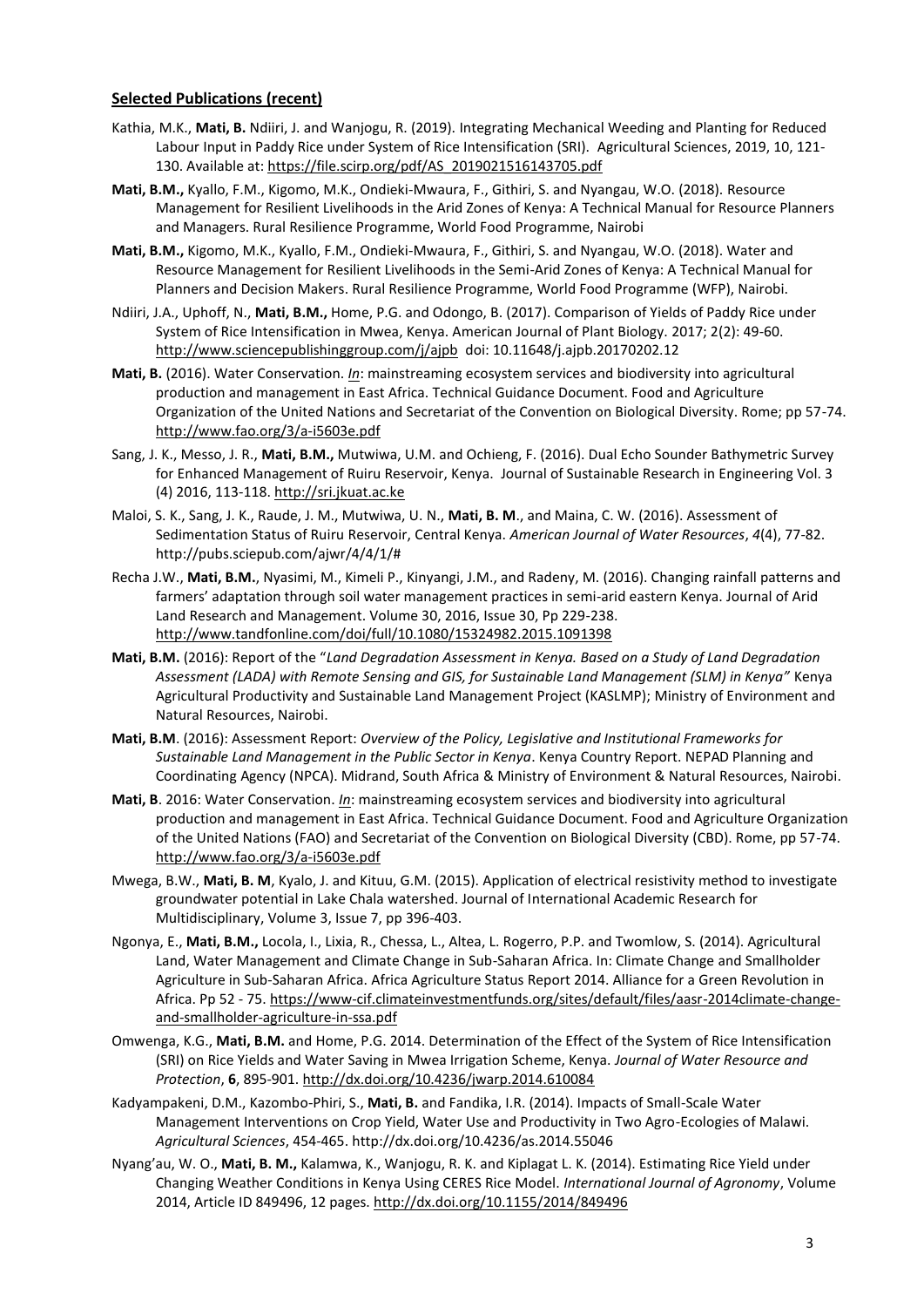## Selected Publications (recent)

Kathia, M.K., **Mati, B.** Ndiiri, J. and Wanjogu, R. (2019). Integrating Mechanical Weeding and Planting for Reduced Labour Input in Paddy Rice under System of Rice Intensification (SRI). Agricultural Sciences, 2019, 10, 121-130. Available at: https://file.scirp.org/pdf/AS_2019021516143705.pdf

**Mati, B.M.,** Kyallo, F.M., Kigomo, M.K., Ondieki-Mwaura, F., Githiri, S. and Nyangau, W.O. (2018). Resource Management for Resilient Livelihoods in the Arid Zones of Kenya: A Technical Manual for Resource Planners and Managers. Rural Resilience Programme, World Food Programme, Nairobi

**Mati, B.M.,** Kigomo, M.K., Kyallo, F.M., Ondieki-Mwaura, F., Githiri, S. and Nyangau, W.O. (2018). Water and Resource Management for Resilient Livelihoods in the Semi-Arid Zones of Kenya: A Technical Manual for Planners and Decision Makers. Rural Resilience Programme, World Food Programme (WFP), Nairobi.

Ndiiri, J.A., Uphoff, N., **Mati, B.M.,** Home, P.G. and Odongo, B. (2017). Comparison of Yields of Paddy Rice under System of Rice Intensification in Mwea, Kenya. American Journal of Plant Biology. 2017; 2(2): 49-60. http://www.sciencepublishinggroup.com/j/ajpb doi: 10.11648/j.ajpb.20170202.12

**Mati, B.** (2016). Water Conservation. *In*: mainstreaming ecosystem services and biodiversity into agricultural production and management in East Africa. Technical Guidance Document. Food and Agriculture Organization of the United Nations and Secretariat of the Convention on Biological Diversity. Rome; pp 57-74. http://www.fao.org/3/a-i5603e.pdf

Sang, J. K., Messo, J. R., **Mati, B.M.,** Mutwiwa, U.M. and Ochieng, F. (2016). Dual Echo Sounder Bathymetric Survey for Enhanced Management of Ruiru Reservoir, Kenya. Journal of Sustainable Research in Engineering Vol. 3 (4) 2016, 113-118. http://sri.jkuat.ac.ke

Maloi, S. K., Sang, J. K., Raude, J. M., Mutwiwa, U. N., **Mati, B. M**., and Maina, C. W. (2016). Assessment of Sedimentation Status of Ruiru Reservoir, Central Kenya. *American Journal of Water Resources*, *4*(4), 77-82. http://pubs.sciepub.com/ajwr/4/4/1/#

Recha J.W., **Mati, B.M.**, Nyasimi, M., Kimeli P., Kinyangi, J.M., and Radeny, M. (2016). Changing rainfall patterns and farmers' adaptation through soil water management practices in semi-arid eastern Kenya. Journal of Arid Land Research and Management. Volume 30, 2016, Issue 30, Pp 229-238. http://www.tandfonline.com/doi/full/10.1080/15324982.2015.1091398

**Mati, B.M.** (2016): Report of the "*Land Degradation Assessment in Kenya. Based on a Study of Land Degradation Assessment (LADA) with Remote Sensing and GIS, for Sustainable Land Management (SLM) in Kenya"* Kenya Agricultural Productivity and Sustainable Land Management Project (KASLMP); Ministry of Environment and Natural Resources, Nairobi.

**Mati, B.M**. (2016): Assessment Report: *Overview of the Policy, Legislative and Institutional Frameworks for Sustainable Land Management in the Public Sector in Kenya*. Kenya Country Report. NEPAD Planning and Coordinating Agency (NPCA). Midrand, South Africa & Ministry of Environment & Natural Resources, Nairobi.

**Mati, B**. 2016: Water Conservation. *In*: mainstreaming ecosystem services and biodiversity into agricultural production and management in East Africa. Technical Guidance Document. Food and Agriculture Organization of the United Nations (FAO) and Secretariat of the Convention on Biological Diversity (CBD). Rome, pp 57-74. http://www.fao.org/3/a-i5603e.pdf

Mwega, B.W., **Mati, B. M**, Kyalo, J. and Kituu, G.M. (2015). Application of electrical resistivity method to investigate groundwater potential in Lake Chala watershed. Journal of International Academic Research for Multidisciplinary, Volume 3, Issue 7, pp 396-403.

Ngonya, E., **Mati, B.M.,** Locola, I., Lixia, R., Chessa, L., Altea, L. Rogerro, P.P. and Twomlow, S. (2014). Agricultural Land, Water Management and Climate Change in Sub-Saharan Africa. In: Climate Change and Smallholder Agriculture in Sub-Saharan Africa. Africa Agriculture Status Report 2014. Alliance for a Green Revolution in Africa. Pp 52 - 75. https://www-cif.climateinvestmentfunds.org/sites/default/files/aasr-2014climate-change-and-smallholder-agriculture-in-ssa.pdf

Omwenga, K.G., **Mati, B.M.** and Home, P.G. 2014. Determination of the Effect of the System of Rice Intensification (SRI) on Rice Yields and Water Saving in Mwea Irrigation Scheme, Kenya. *Journal of Water Resource and Protection*, **6**, 895-901. http://dx.doi.org/10.4236/jwarp.2014.610084

Kadyampakeni, D.M., Kazombo-Phiri, S., **Mati, B.** and Fandika, I.R. (2014). Impacts of Small-Scale Water Management Interventions on Crop Yield, Water Use and Productivity in Two Agro-Ecologies of Malawi. *Agricultural Sciences*, 454-465. http://dx.doi.org/10.4236/as.2014.55046

Nyang'au, W. O., **Mati, B. M.,** Kalamwa, K., Wanjogu, R. K. and Kiplagat L. K. (2014). Estimating Rice Yield under Changing Weather Conditions in Kenya Using CERES Rice Model. *International Journal of Agronomy*, Volume 2014, Article ID 849496, 12 pages. http://dx.doi.org/10.1155/2014/849496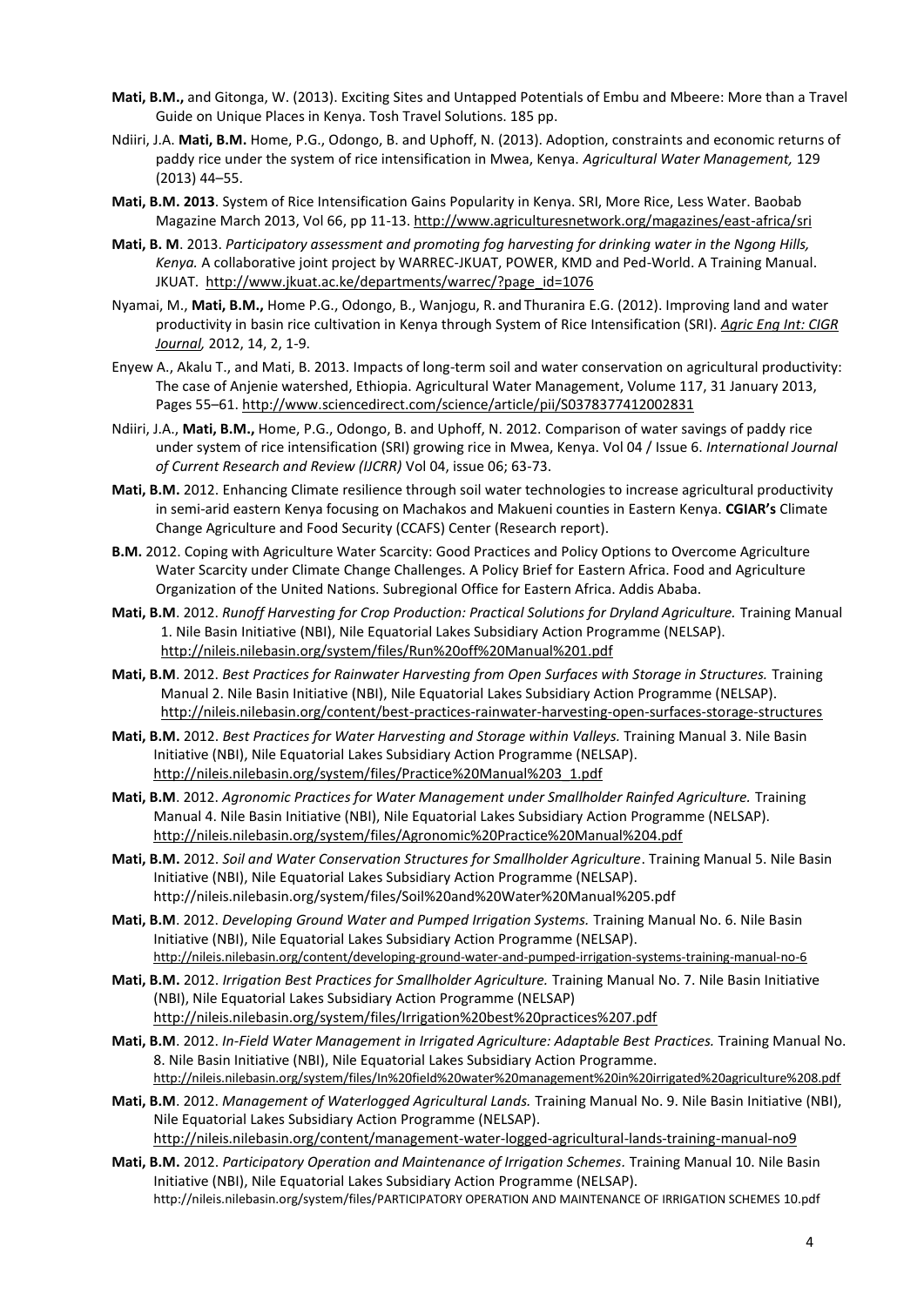**Mati, B.M.,** and Gitonga, W. (2013). Exciting Sites and Untapped Potentials of Embu and Mbeere: More than a Travel Guide on Unique Places in Kenya. Tosh Travel Solutions. 185 pp.

Ndiiri, J.A. **Mati, B.M.** Home, P.G., Odongo, B. and Uphoff, N. (2013). Adoption, constraints and economic returns of paddy rice under the system of rice intensification in Mwea, Kenya. *Agricultural Water Management,* 129 (2013) 44–55.

**Mati, B.M. 2013**. System of Rice Intensification Gains Popularity in Kenya. SRI, More Rice, Less Water. Baobab Magazine March 2013, Vol 66, pp 11-13. http://www.agriculturesnetwork.org/magazines/east-africa/sri

**Mati, B. M**. 2013. *Participatory assessment and promoting fog harvesting for drinking water in the Ngong Hills, Kenya.* A collaborative joint project by WARREC-JKUAT, POWER, KMD and Ped-World. A Training Manual. JKUAT. http://www.jkuat.ac.ke/departments/warrec/?page_id=1076

Nyamai, M., **Mati, B.M.,** Home P.G., Odongo, B., Wanjogu, R. and Thuranira E.G. (2012). Improving land and water productivity in basin rice cultivation in Kenya through System of Rice Intensification (SRI). *Agric Eng Int: CIGR Journal,* 2012, 14, 2, 1-9.

Enyew A., Akalu T., and Mati, B. 2013. Impacts of long-term soil and water conservation on agricultural productivity: The case of Anjenie watershed, Ethiopia. Agricultural Water Management, Volume 117, 31 January 2013, Pages 55–61. http://www.sciencedirect.com/science/article/pii/S0378377412002831

Ndiiri, J.A., **Mati, B.M.,** Home, P.G., Odongo, B. and Uphoff, N. 2012. Comparison of water savings of paddy rice under system of rice intensification (SRI) growing rice in Mwea, Kenya. Vol 04 / Issue 6. *International Journal of Current Research and Review (IJCRR)* Vol 04, issue 06; 63-73.

**Mati, B.M.** 2012. Enhancing Climate resilience through soil water technologies to increase agricultural productivity in semi-arid eastern Kenya focusing on Machakos and Makueni counties in Eastern Kenya. **CGIAR's** Climate Change Agriculture and Food Security (CCAFS) Center (Research report).

**B.M.** 2012. Coping with Agriculture Water Scarcity: Good Practices and Policy Options to Overcome Agriculture Water Scarcity under Climate Change Challenges. A Policy Brief for Eastern Africa. Food and Agriculture Organization of the United Nations. Subregional Office for Eastern Africa. Addis Ababa.

**Mati, B.M**. 2012. *Runoff Harvesting for Crop Production: Practical Solutions for Dryland Agriculture.* Training Manual 1. Nile Basin Initiative (NBI), Nile Equatorial Lakes Subsidiary Action Programme (NELSAP). http://nileis.nilebasin.org/system/files/Run%20off%20Manual%201.pdf

**Mati, B.M**. 2012. *Best Practices for Rainwater Harvesting from Open Surfaces with Storage in Structures.* Training Manual 2. Nile Basin Initiative (NBI), Nile Equatorial Lakes Subsidiary Action Programme (NELSAP). http://nileis.nilebasin.org/content/best-practices-rainwater-harvesting-open-surfaces-storage-structures

**Mati, B.M.** 2012. *Best Practices for Water Harvesting and Storage within Valleys.* Training Manual 3. Nile Basin Initiative (NBI), Nile Equatorial Lakes Subsidiary Action Programme (NELSAP). http://nileis.nilebasin.org/system/files/Practice%20Manual%203_1.pdf

**Mati, B.M**. 2012. *Agronomic Practices for Water Management under Smallholder Rainfed Agriculture.* Training Manual 4. Nile Basin Initiative (NBI), Nile Equatorial Lakes Subsidiary Action Programme (NELSAP). http://nileis.nilebasin.org/system/files/Agronomic%20Practice%20Manual%204.pdf

**Mati, B.M.** 2012. *Soil and Water Conservation Structures for Smallholder Agriculture*. Training Manual 5. Nile Basin Initiative (NBI), Nile Equatorial Lakes Subsidiary Action Programme (NELSAP). http://nileis.nilebasin.org/system/files/Soil%20and%20Water%20Manual%205.pdf

**Mati, B.M**. 2012. *Developing Ground Water and Pumped Irrigation Systems.* Training Manual No. 6. Nile Basin Initiative (NBI), Nile Equatorial Lakes Subsidiary Action Programme (NELSAP). http://nileis.nilebasin.org/content/developing-ground-water-and-pumped-irrigation-systems-training-manual-no-6

**Mati, B.M.** 2012. *Irrigation Best Practices for Smallholder Agriculture.* Training Manual No. 7. Nile Basin Initiative (NBI), Nile Equatorial Lakes Subsidiary Action Programme (NELSAP) http://nileis.nilebasin.org/system/files/Irrigation%20best%20practices%207.pdf

**Mati, B.M**. 2012. *In-Field Water Management in Irrigated Agriculture: Adaptable Best Practices.* Training Manual No. 8. Nile Basin Initiative (NBI), Nile Equatorial Lakes Subsidiary Action Programme. http://nileis.nilebasin.org/system/files/In%20field%20water%20management%20in%20irrigated%20agriculture%208.pdf

**Mati, B.M**. 2012. *Management of Waterlogged Agricultural Lands.* Training Manual No. 9. Nile Basin Initiative (NBI), Nile Equatorial Lakes Subsidiary Action Programme (NELSAP). http://nileis.nilebasin.org/content/management-water-logged-agricultural-lands-training-manual-no9

**Mati, B.M.** 2012. *Participatory Operation and Maintenance of Irrigation Schemes*. Training Manual 10. Nile Basin Initiative (NBI), Nile Equatorial Lakes Subsidiary Action Programme (NELSAP). http://nileis.nilebasin.org/system/files/PARTICIPATORY OPERATION AND MAINTENANCE OF IRRIGATION SCHEMES 10.pdf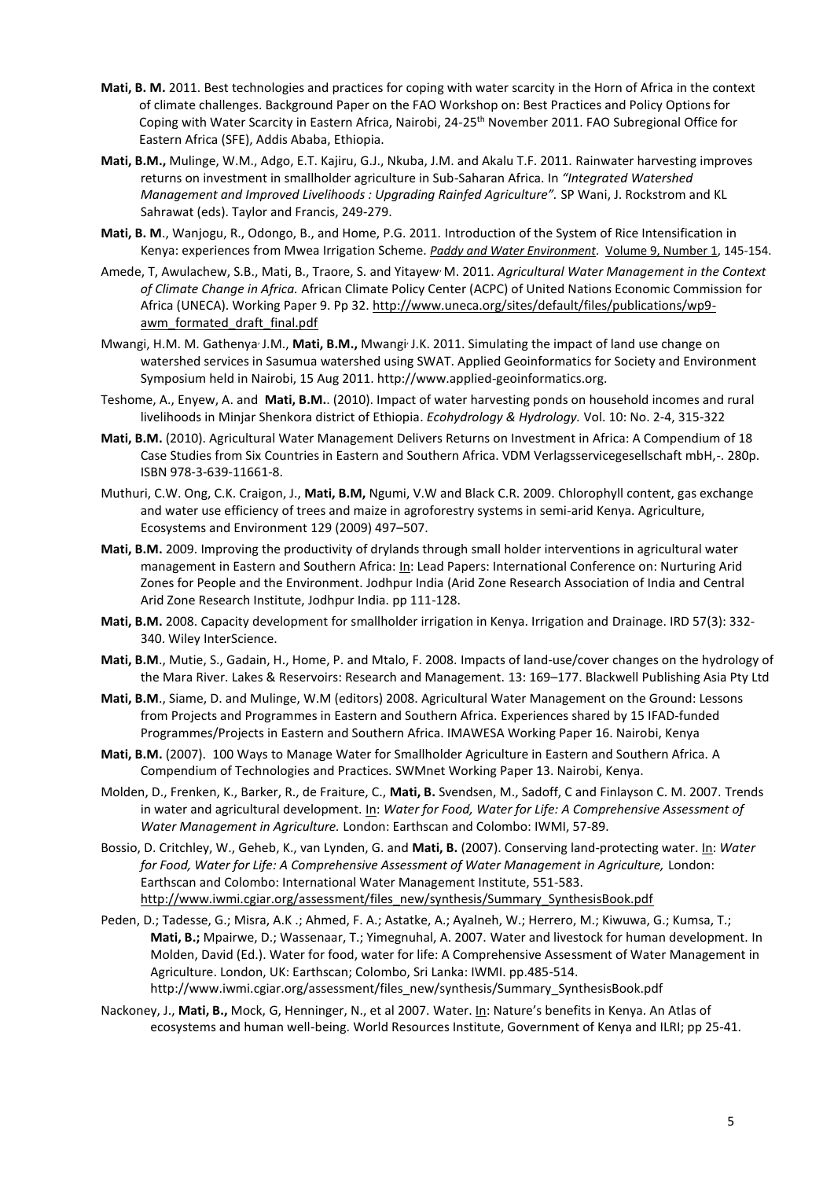**Mati, B. M.** 2011. Best technologies and practices for coping with water scarcity in the Horn of Africa in the context of climate challenges. Background Paper on the FAO Workshop on: Best Practices and Policy Options for Coping with Water Scarcity in Eastern Africa, Nairobi, 24-25th November 2011. FAO Subregional Office for Eastern Africa (SFE), Addis Ababa, Ethiopia.

**Mati, B.M.,** Mulinge, W.M., Adgo, E.T. Kajiru, G.J., Nkuba, J.M. and Akalu T.F. 2011. Rainwater harvesting improves returns on investment in smallholder agriculture in Sub-Saharan Africa. In *"Integrated Watershed Management and Improved Livelihoods : Upgrading Rainfed Agriculture".* SP Wani, J. Rockstrom and KL Sahrawat (eds). Taylor and Francis, 249-279.

**Mati, B. M**., Wanjogu, R., Odongo, B., and Home, P.G. 2011. Introduction of the System of Rice Intensification in Kenya: experiences from Mwea Irrigation Scheme. *Paddy and Water Environment*. Volume 9, Number 1, 145-154.

Amede, T, Awulachew, S.B., Mati, B., Traore, S. and Yitayew, M. 2011. *Agricultural Water Management in the Context of Climate Change in Africa.* African Climate Policy Center (ACPC) of United Nations Economic Commission for Africa (UNECA). Working Paper 9. Pp 32. http://www.uneca.org/sites/default/files/publications/wp9-awm_formated_draft_final.pdf

Mwangi, H.M. M. Gathenya, J.M., **Mati, B.M.,** Mwangi, J.K. 2011. Simulating the impact of land use change on watershed services in Sasumua watershed using SWAT. Applied Geoinformatics for Society and Environment Symposium held in Nairobi, 15 Aug 2011. http://www.applied-geoinformatics.org.

Teshome, A., Enyew, A. and **Mati, B.M.**. (2010). Impact of water harvesting ponds on household incomes and rural livelihoods in Minjar Shenkora district of Ethiopia. *Ecohydrology & Hydrology.* Vol. 10: No. 2-4, 315-322

**Mati, B.M.** (2010). Agricultural Water Management Delivers Returns on Investment in Africa: A Compendium of 18 Case Studies from Six Countries in Eastern and Southern Africa. VDM Verlagsservicegesellschaft mbH,-. 280p. ISBN 978-3-639-11661-8.

Muthuri, C.W. Ong, C.K. Craigon, J., **Mati, B.M,** Ngumi, V.W and Black C.R. 2009. Chlorophyll content, gas exchange and water use efficiency of trees and maize in agroforestry systems in semi-arid Kenya. Agriculture, Ecosystems and Environment 129 (2009) 497–507.

**Mati, B.M.** 2009. Improving the productivity of drylands through small holder interventions in agricultural water management in Eastern and Southern Africa: In: Lead Papers: International Conference on: Nurturing Arid Zones for People and the Environment. Jodhpur India (Arid Zone Research Association of India and Central Arid Zone Research Institute, Jodhpur India. pp 111-128.

**Mati, B.M.** 2008. Capacity development for smallholder irrigation in Kenya. Irrigation and Drainage. IRD 57(3): 332-340. Wiley InterScience.

**Mati, B.M**., Mutie, S., Gadain, H., Home, P. and Mtalo, F. 2008. Impacts of land-use/cover changes on the hydrology of the Mara River. Lakes & Reservoirs: Research and Management. 13: 169–177. Blackwell Publishing Asia Pty Ltd

**Mati, B.M**., Siame, D. and Mulinge, W.M (editors) 2008. Agricultural Water Management on the Ground: Lessons from Projects and Programmes in Eastern and Southern Africa. Experiences shared by 15 IFAD-funded Programmes/Projects in Eastern and Southern Africa. IMAWESA Working Paper 16. Nairobi, Kenya

**Mati, B.M.** (2007). 100 Ways to Manage Water for Smallholder Agriculture in Eastern and Southern Africa. A Compendium of Technologies and Practices. SWMnet Working Paper 13. Nairobi, Kenya.

Molden, D., Frenken, K., Barker, R., de Fraiture, C., **Mati, B.** Svendsen, M., Sadoff, C and Finlayson C. M. 2007. Trends in water and agricultural development. In: *Water for Food, Water for Life: A Comprehensive Assessment of Water Management in Agriculture.* London: Earthscan and Colombo: IWMI, 57-89.

Bossio, D. Critchley, W., Geheb, K., van Lynden, G. and **Mati, B.** (2007). Conserving land-protecting water. In: *Water for Food, Water for Life: A Comprehensive Assessment of Water Management in Agriculture,* London: Earthscan and Colombo: International Water Management Institute, 551-583. http://www.iwmi.cgiar.org/assessment/files_new/synthesis/Summary_SynthesisBook.pdf

Peden, D.; Tadesse, G.; Misra, A.K .; Ahmed, F. A.; Astatke, A.; Ayalneh, W.; Herrero, M.; Kiwuwa, G.; Kumsa, T.; **Mati, B.;** Mpairwe, D.; Wassenaar, T.; Yimegnuhal, A. 2007. Water and livestock for human development. In Molden, David (Ed.). Water for food, water for life: A Comprehensive Assessment of Water Management in Agriculture. London, UK: Earthscan; Colombo, Sri Lanka: IWMI. pp.485-514. http://www.iwmi.cgiar.org/assessment/files_new/synthesis/Summary_SynthesisBook.pdf

Nackoney, J., **Mati, B.,** Mock, G, Henninger, N., et al 2007. Water. In: Nature's benefits in Kenya. An Atlas of ecosystems and human well-being. World Resources Institute, Government of Kenya and ILRI; pp 25-41.